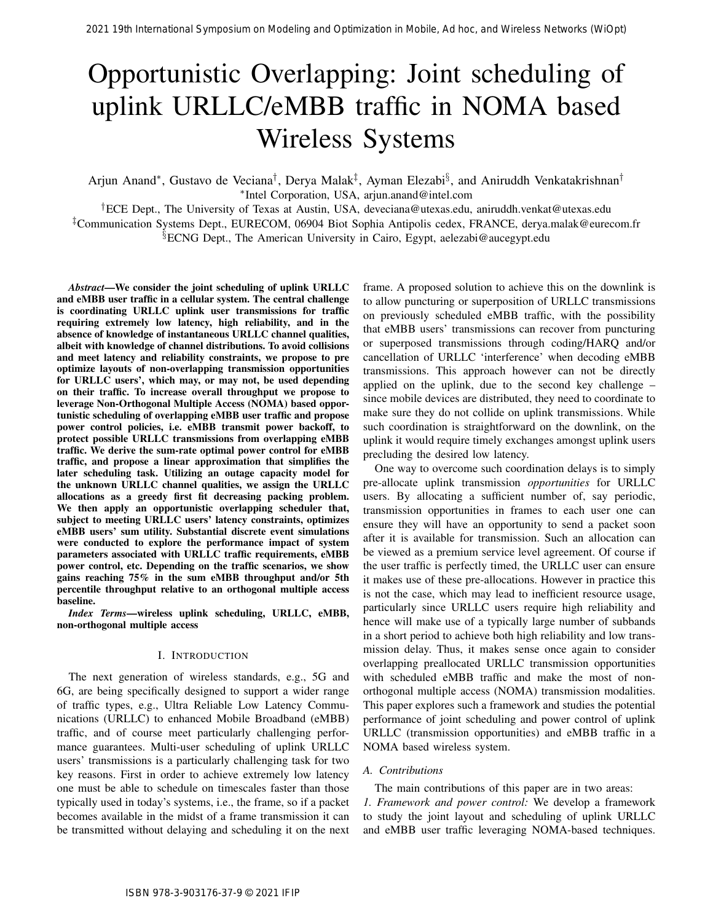# Opportunistic Overlapping: Joint scheduling of uplink URLLC/eMBB traffic in NOMA based Wireless Systems

Arjun Anand[*], Gustavo de Veciana[†], Derya Malak[‡], Ayman Elezabi[§], and Aniruddh Venkatakrishnan[†]

[*]Intel Corporation, USA, arjun.anand@intel.com

[†]ECE Dept., The University of Texas at Austin, USA, deveciana@utexas.edu, aniruddh.venkat@utexas.edu

[‡]Communication Systems Dept., EURECOM, 06904 Biot Sophia Antipolis cedex, FRANCE, derya.malak@eurecom.fr

[§]ECNG Dept., The American University in Cairo, Egypt, aelezabi@aucegypt.edu

***Abstract*—We consider the joint scheduling of uplink URLLC and eMBB user traffic in a cellular system. The central challenge is coordinating URLLC uplink user transmissions for traffic requiring extremely low latency, high reliability, and in the absence of knowledge of instantaneous URLLC channel qualities, albeit with knowledge of channel distributions. To avoid collisions and meet latency and reliability constraints, we propose to pre optimize layouts of non-overlapping transmission opportunities for URLLC users', which may, or may not, be used depending on their traffic. To increase overall throughput we propose to leverage Non-Orthogonal Multiple Access (NOMA) based opportunistic scheduling of overlapping eMBB user traffic and propose power control policies, i.e. eMBB transmit power backoff, to protect possible URLLC transmissions from overlapping eMBB traffic. We derive the sum-rate optimal power control for eMBB traffic, and propose a linear approximation that simplifies the later scheduling task. Utilizing an outage capacity model for the unknown URLLC channel qualities, we assign the URLLC allocations as a greedy first fit decreasing packing problem. We then apply an opportunistic overlapping scheduler that, subject to meeting URLLC users' latency constraints, optimizes eMBB users' sum utility. Substantial discrete event simulations were conducted to explore the performance impact of system parameters associated with URLLC traffic requirements, eMBB power control, etc. Depending on the traffic scenarios, we show gains reaching 75% in the sum eMBB throughput and/or 5th percentile throughput relative to an orthogonal multiple access baseline.**

***Index Terms*—wireless uplink scheduling, URLLC, eMBB, non-orthogonal multiple access**

## I. Introduction

The next generation of wireless standards, e.g., 5G and 6G, are being specifically designed to support a wider range of traffic types, e.g., Ultra Reliable Low Latency Communications (URLLC) to enhanced Mobile Broadband (eMBB) traffic, and of course meet particularly challenging performance guarantees. Multi-user scheduling of uplink URLLC users' transmissions is a particularly challenging task for two key reasons. First in order to achieve extremely low latency one must be able to schedule on timescales faster than those typically used in today's systems, i.e., the frame, so if a packet becomes available in the midst of a frame transmission it can be transmitted without delaying and scheduling it on the next frame. A proposed solution to achieve this on the downlink is to allow puncturing or superposition of URLLC transmissions on previously scheduled eMBB traffic, with the possibility that eMBB users' transmissions can recover from puncturing or superposed transmissions through coding/HARQ and/or cancellation of URLLC 'interference' when decoding eMBB transmissions. This approach however can not be directly applied on the uplink, due to the second key challenge – since mobile devices are distributed, they need to coordinate to make sure they do not collide on uplink transmissions. While such coordination is straightforward on the downlink, on the uplink it would require timely exchanges amongst uplink users precluding the desired low latency.

One way to overcome such coordination delays is to simply pre-allocate uplink transmission *opportunities* for URLLC users. By allocating a sufficient number of, say periodic, transmission opportunities in frames to each user one can ensure they will have an opportunity to send a packet soon after it is available for transmission. Such an allocation can be viewed as a premium service level agreement. Of course if the user traffic is perfectly timed, the URLLC user can ensure it makes use of these pre-allocations. However in practice this is not the case, which may lead to inefficient resource usage, particularly since URLLC users require high reliability and hence will make use of a typically large number of subbands in a short period to achieve both high reliability and low transmission delay. Thus, it makes sense once again to consider overlapping preallocated URLLC transmission opportunities with scheduled eMBB traffic and make the most of non-orthogonal multiple access (NOMA) transmission modalities. This paper explores such a framework and studies the potential performance of joint scheduling and power control of uplink URLLC (transmission opportunities) and eMBB traffic in a NOMA based wireless system.

### A. Contributions

The main contributions of this paper are in two areas:

*1. Framework and power control:* We develop a framework to study the joint layout and scheduling of uplink URLLC and eMBB user traffic leveraging NOMA-based techniques.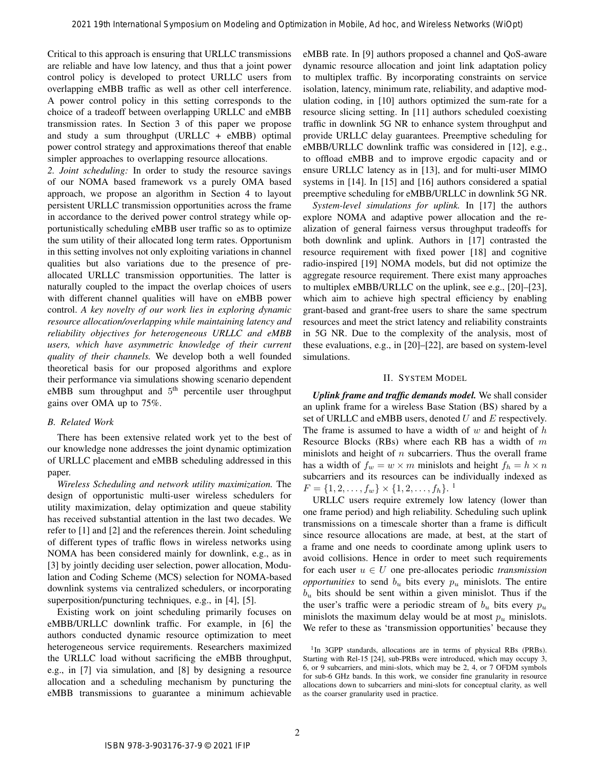Critical to this approach is ensuring that URLLC transmissions are reliable and have low latency, and thus that a joint power control policy is developed to protect URLLC users from overlapping eMBB traffic as well as other cell interference. A power control policy in this setting corresponds to the choice of a tradeoff between overlapping URLLC and eMBB transmission rates. In Section 3 of this paper we propose and study a sum throughput (URLLC + eMBB) optimal power control strategy and approximations thereof that enable simpler approaches to overlapping resource allocations.

*2. Joint scheduling:* In order to study the resource savings of our NOMA based framework vs a purely OMA based approach, we propose an algorithm in Section 4 to layout persistent URLLC transmission opportunities across the frame in accordance to the derived power control strategy while opportunistically scheduling eMBB user traffic so as to optimize the sum utility of their allocated long term rates. Opportunism in this setting involves not only exploiting variations in channel qualities but also variations due to the presence of pre-allocated URLLC transmission opportunities. The latter is naturally coupled to the impact the overlap choices of users with different channel qualities will have on eMBB power control. *A key novelty of our work lies in exploring dynamic resource allocation/overlapping while maintaining latency and reliability objectives for heterogeneous URLLC and eMBB users, which have asymmetric knowledge of their current quality of their channels.* We develop both a well founded theoretical basis for our proposed algorithms and explore their performance via simulations showing scenario dependent eMBB sum throughput and $5^{\text{th}}$ percentile user throughput gains over OMA up to 75%.

### B. Related Work

There has been extensive related work yet to the best of our knowledge none addresses the joint dynamic optimization of URLLC placement and eMBB scheduling addressed in this paper.

*Wireless Scheduling and network utility maximization.* The design of opportunistic multi-user wireless schedulers for utility maximization, delay optimization and queue stability has received substantial attention in the last two decades. We refer to [1] and [2] and the references therein. Joint scheduling of different types of traffic flows in wireless networks using NOMA has been considered mainly for downlink, e.g., as in [3] by jointly deciding user selection, power allocation, Modulation and Coding Scheme (MCS) selection for NOMA-based downlink systems via centralized schedulers, or incorporating superposition/puncturing techniques, e.g., in [4], [5].

Existing work on joint scheduling primarily focuses on eMBB/URLLC downlink traffic. For example, in [6] the authors conducted dynamic resource optimization to meet heterogeneous service requirements. Researchers maximized the URLLC load without sacrificing the eMBB throughput, e.g., in [7] via simulation, and [8] by designing a resource allocation and a scheduling mechanism by puncturing the eMBB transmissions to guarantee a minimum achievable eMBB rate. In [9] authors proposed a channel and QoS-aware dynamic resource allocation and joint link adaptation policy to multiplex traffic. By incorporating constraints on service isolation, latency, minimum rate, reliability, and adaptive modulation coding, in [10] authors optimized the sum-rate for a resource slicing setting. In [11] authors scheduled coexisting traffic in downlink 5G NR to enhance system throughput and provide URLLC delay guarantees. Preemptive scheduling for eMBB/URLLC downlink traffic was considered in [12], e.g., to offload eMBB and to improve ergodic capacity and or ensure URLLC latency as in [13], and for multi-user MIMO systems in [14]. In [15] and [16] authors considered a spatial preemptive scheduling for eMBB/URLLC in downlink 5G NR.

*System-level simulations for uplink.* In [17] the authors explore NOMA and adaptive power allocation and the realization of general fairness versus throughput tradeoffs for both downlink and uplink. Authors in [17] contrasted the resource requirement with fixed power [18] and cognitive radio-inspired [19] NOMA models, but did not optimize the aggregate resource requirement. There exist many approaches to multiplex eMBB/URLLC on the uplink, see e.g., [20]–[23], which aim to achieve high spectral efficiency by enabling grant-based and grant-free users to share the same spectrum resources and meet the strict latency and reliability constraints in 5G NR. Due to the complexity of the analysis, most of these evaluations, e.g., in [20]–[22], are based on system-level simulations.

## II. System Model

***Uplink frame and traffic demands model.*** We shall consider an uplink frame for a wireless Base Station (BS) shared by a set of URLLC and eMBB users, denoted $U$ and $E$ respectively. The frame is assumed to have a width of $w$ and height of $h$ Resource Blocks (RBs) where each RB has a width of $m$ minislots and height of $n$ subcarriers. Thus the overall frame has a width of $f_w = w \times m$ minislots and height $f_h = h \times n$ subcarriers and its resources can be individually indexed as $F = \{1, 2, \ldots, f_w\} \times \{1, 2, \ldots, f_h\}$. [1]

URLLC users require extremely low latency (lower than one frame period) and high reliability. Scheduling such uplink transmissions on a timescale shorter than a frame is difficult since resource allocations are made, at best, at the start of a frame and one needs to coordinate among uplink users to avoid collisions. Hence in order to meet such requirements for each user $u \in U$ one pre-allocates periodic *transmission opportunities* to send $b_u$ bits every $p_u$ minislots. The entire $b_u$ bits should be sent within a given minislot. Thus if the user's traffic were a periodic stream of $b_u$ bits every $p_u$ minislots the maximum delay would be at most $p_u$ minislots. We refer to these as 'transmission opportunities' because they

[1] In 3GPP standards, allocations are in terms of physical RBs (PRBs). Starting with Rel-15 [24], sub-PRBs were introduced, which may occupy 3, 6, or 9 subcarriers, and mini-slots, which may be 2, 4, or 7 OFDM symbols for sub-6 GHz bands. In this work, we consider fine granularity in resource allocations down to subcarriers and mini-slots for conceptual clarity, as well as the coarser granularity used in practice.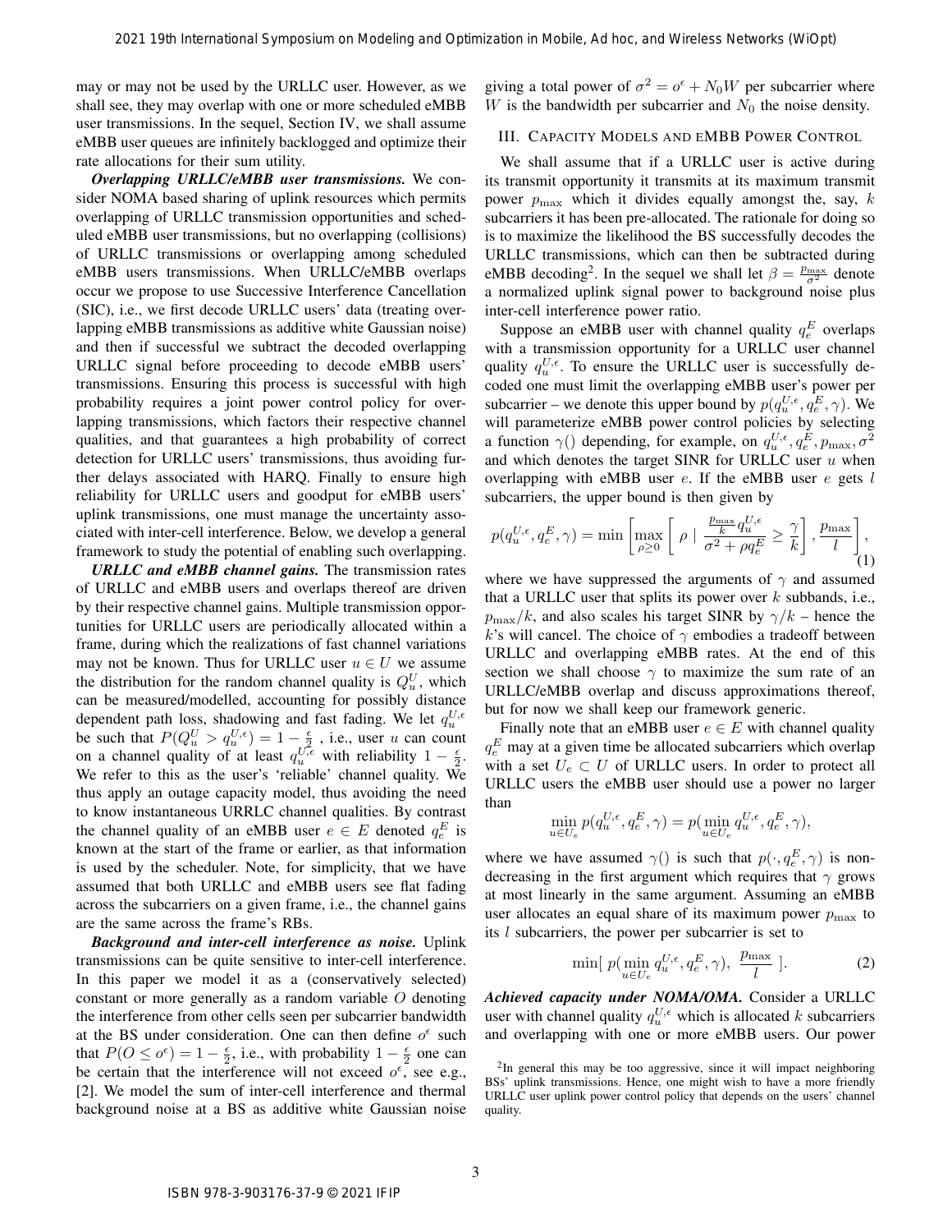may or may not be used by the URLLC user. However, as we shall see, they may overlap with one or more scheduled eMBB user transmissions. In the sequel, Section IV, we shall assume eMBB user queues are infinitely backlogged and optimize their rate allocations for their sum utility.

***Overlapping URLLC/eMBB user transmissions.*** We consider NOMA based sharing of uplink resources which permits overlapping of URLLC transmission opportunities and scheduled eMBB user transmissions, but no overlapping (collisions) of URLLC transmissions or overlapping among scheduled eMBB users transmissions. When URLLC/eMBB overlaps occur we propose to use Successive Interference Cancellation (SIC), i.e., we first decode URLLC users' data (treating overlapping eMBB transmissions as additive white Gaussian noise) and then if successful we subtract the decoded overlapping URLLC signal before proceeding to decode eMBB users' transmissions. Ensuring this process is successful with high probability requires a joint power control policy for overlapping transmissions, which factors their respective channel qualities, and that guarantees a high probability of correct detection for URLLC users' transmissions, thus avoiding further delays associated with HARQ. Finally to ensure high reliability for URLLC users and goodput for eMBB users' uplink transmissions, one must manage the uncertainty associated with inter-cell interference. Below, we develop a general framework to study the potential of enabling such overlapping.

***URLLC and eMBB channel gains.*** The transmission rates of URLLC and eMBB users and overlaps thereof are driven by their respective channel gains. Multiple transmission opportunities for URLLC users are periodically allocated within a frame, during which the realizations of fast channel variations may not be known. Thus for URLLC user $u \in U$ we assume the distribution for the random channel quality is $Q_u^U$, which can be measured/modelled, accounting for possibly distance dependent path loss, shadowing and fast fading. We let $q_u^{U,\epsilon}$ be such that $P(Q_u^U > q_u^{U,\epsilon}) = 1 - \frac{\epsilon}{2}$ , i.e., user $u$ can count on a channel quality of at least $q_u^{U,\epsilon}$ with reliability $1 - \frac{\epsilon}{2}$. We refer to this as the user's 'reliable' channel quality. We thus apply an outage capacity model, thus avoiding the need to know instantaneous URRLC channel qualities. By contrast the channel quality of an eMBB user $e \in E$ denoted $q_e^E$ is known at the start of the frame or earlier, as that information is used by the scheduler. Note, for simplicity, that we have assumed that both URLLC and eMBB users see flat fading across the subcarriers on a given frame, i.e., the channel gains are the same across the frame's RBs.

***Background and inter-cell interference as noise.*** Uplink transmissions can be quite sensitive to inter-cell interference. In this paper we model it as a (conservatively selected) constant or more generally as a random variable $O$ denoting the interference from other cells seen per subcarrier bandwidth at the BS under consideration. One can then define $o^\epsilon$ such that $P(O \leq o^\epsilon) = 1 - \frac{\epsilon}{2}$, i.e., with probability $1 - \frac{\epsilon}{2}$ one can be certain that the interference will not exceed $o^\epsilon$, see e.g., [2]. We model the sum of inter-cell interference and thermal background noise at a BS as additive white Gaussian noise giving a total power of $\sigma^2 = o^\epsilon + N_0 W$ per subcarrier where $W$ is the bandwidth per subcarrier and $N_0$ the noise density.

## III. Capacity Models and eMBB Power Control

We shall assume that if a URLLC user is active during its transmit opportunity it transmits at its maximum transmit power $p_{\max}$ which it divides equally amongst the, say, $k$ subcarriers it has been pre-allocated. The rationale for doing so is to maximize the likelihood the BS successfully decodes the URLLC transmissions, which can then be subtracted during eMBB decoding[2]. In the sequel we shall let $\beta = \frac{p_{\max}}{\sigma^2}$ denote a normalized uplink signal power to background noise plus inter-cell interference power ratio.

Suppose an eMBB user with channel quality $q_e^E$ overlaps with a transmission opportunity for a URLLC user channel quality $q_u^{U,\epsilon}$. To ensure the URLLC user is successfully decoded one must limit the overlapping eMBB user's power per subcarrier – we denote this upper bound by $p(q_u^{U,\epsilon}, q_e^E, \gamma)$. We will parameterize eMBB power control policies by selecting a function $\gamma()$ depending, for example, on $q_u^{U,\epsilon}, q_e^E, p_{\max}, \sigma^2$ and which denotes the target SINR for URLLC user $u$ when overlapping with eMBB user $e$. If the eMBB user $e$ gets $l$ subcarriers, the upper bound is then given by

$$p(q_u^{U,\epsilon}, q_e^E, \gamma) = \min \left[ \max_{\rho \geq 0} \left[ \rho \mid \frac{\frac{p_{\max}}{k} q_u^{U,\epsilon}}{\sigma^2 + \rho q_e^E} \geq \frac{\gamma}{k} \right], \frac{p_{\max}}{l} \right], \tag{1}$$

where we have suppressed the arguments of $\gamma$ and assumed that a URLLC user that splits its power over $k$ subbands, i.e., $p_{\max}/k$, and also scales his target SINR by $\gamma/k$ – hence the $k$'s will cancel. The choice of $\gamma$ embodies a tradeoff between URLLC and overlapping eMBB rates. At the end of this section we shall choose $\gamma$ to maximize the sum rate of an URLLC/eMBB overlap and discuss approximations thereof, but for now we shall keep our framework generic.

Finally note that an eMBB user $e \in E$ with channel quality $q_e^E$ may at a given time be allocated subcarriers which overlap with a set $U_e \subset U$ of URLLC users. In order to protect all URLLC users the eMBB user should use a power no larger than

$$\min_{u \in U_e} p(q_u^{U,\epsilon}, q_e^E, \gamma) = p(\min_{u \in U_e} q_u^{U,\epsilon}, q_e^E, \gamma),$$

where we have assumed $\gamma()$ is such that $p(\cdot, q_e^E, \gamma)$ is non-decreasing in the first argument which requires that $\gamma$ grows at most linearly in the same argument. Assuming an eMBB user allocates an equal share of its maximum power $p_{\max}$ to its $l$ subcarriers, the power per subcarrier is set to

$$\min[\; p(\min_{u \in U_e} q_u^{U,\epsilon}, q_e^E, \gamma), \; \frac{p_{\max}}{l} \;]. \tag{2}$$

***Achieved capacity under NOMA/OMA.*** Consider a URLLC user with channel quality $q_u^{U,\epsilon}$ which is allocated $k$ subcarriers and overlapping with one or more eMBB users. Our power

[2] In general this may be too aggressive, since it will impact neighboring BSs' uplink transmissions. Hence, one might wish to have a more friendly URLLC user uplink power control policy that depends on the users' channel quality.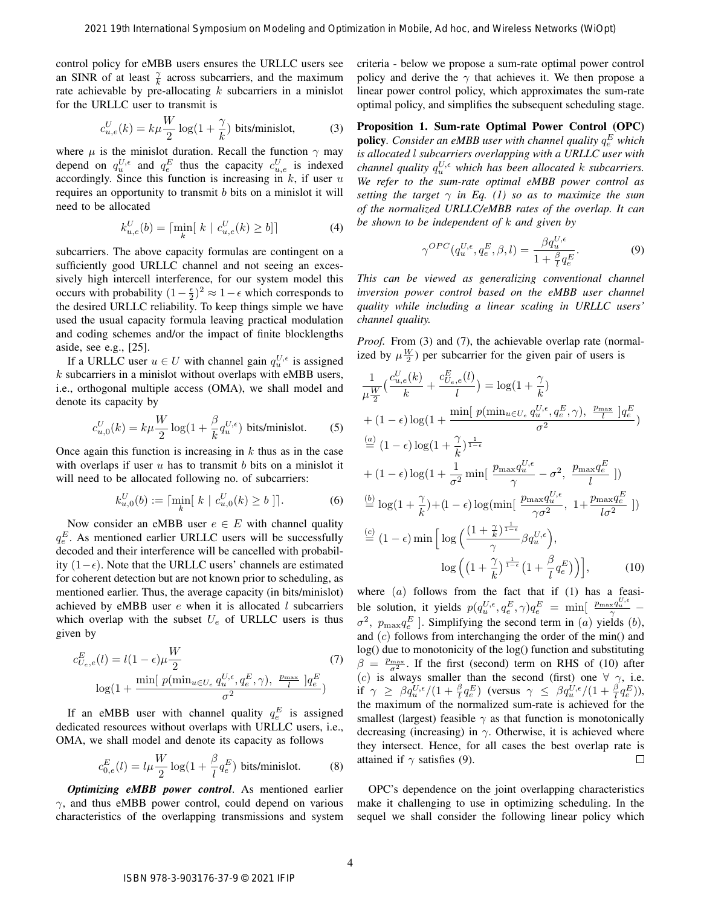control policy for eMBB users ensures the URLLC users see an SINR of at least $\frac{\gamma}{k}$ across subcarriers, and the maximum rate achievable by pre-allocating $k$ subcarriers in a minislot for the URLLC user to transmit is

$$c^{U}_{u,e}(k) = k\mu\frac{W}{2}\log(1+\frac{\gamma}{k}) \text{ bits/minislot,} \tag{3}$$

where $\mu$ is the minislot duration. Recall the function $\gamma$ may depend on $q^{U,\epsilon}_{u}$ and $q^{E}_{e}$ thus the capacity $c^{U}_{u,e}$ is indexed accordingly. Since this function is increasing in $k$, if user $u$ requires an opportunity to transmit $b$ bits on a minislot it will need to be allocated

$$k^{U}_{u,e}(b) = \lceil \min_{k}[\ k \mid c^{U}_{u,e}(k) \geq b ]\rceil \tag{4}$$

subcarriers. The above capacity formulas are contingent on a sufficiently good URLLC channel and not seeing an excessively high intercell interference, for our system model this occurs with probability $(1-\frac{\epsilon}{2})^2 \approx 1-\epsilon$ which corresponds to the desired URLLC reliability. To keep things simple we have used the usual capacity formula leaving practical modulation and coding schemes and/or the impact of finite blocklengths aside, see e.g., [25].

If a URLLC user $u \in U$ with channel gain $q^{U,\epsilon}_{u}$ is assigned $k$ subcarriers in a minislot without overlaps with eMBB users, i.e., orthogonal multiple access (OMA), we shall model and denote its capacity by

$$c^{U}_{u,0}(k) = k\mu\frac{W}{2}\log(1+\frac{\beta}{k}q^{U,\epsilon}_{u}) \text{ bits/minislot.} \tag{5}$$

Once again this function is increasing in $k$ thus as in the case with overlaps if user $u$ has to transmit $b$ bits on a minislot it will need to be allocated following no. of subcarriers:

$$k^{U}_{u,0}(b) := \lceil \min_{k}[\ k \mid c^{U}_{u,0}(k) \geq b\ ]\rceil. \tag{6}$$

Now consider an eMBB user $e \in E$ with channel quality $q^{E}_{e}$. As mentioned earlier URLLC users will be successfully decoded and their interference will be cancelled with probability $(1-\epsilon)$. Note that the URLLC users' channels are estimated for coherent detection but are not known prior to scheduling, as mentioned earlier. Thus, the average capacity (in bits/minislot) achieved by eMBB user $e$ when it is allocated $l$ subcarriers which overlap with the subset $U_e$ of URLLC users is thus given by

$$c^{E}_{U_e,e}(l) = l(1-\epsilon)\mu\frac{W}{2} \log(1+\frac{\min[\ p(\min_{u\in U_e} q^{U,\epsilon}_{u}, q^{E}_{e}, \gamma),\ \frac{p_{\max}}{l}\ ]q^{E}_{e}}{\sigma^2}) \tag{7}$$

If an eMBB user with channel quality $q^{E}_{e}$ is assigned dedicated resources without overlaps with URLLC users, i.e., OMA, we shall model and denote its capacity as follows

$$c^{E}_{0,e}(l) = l\mu\frac{W}{2}\log(1+\frac{\beta}{l}q^{E}_{e}) \text{ bits/minislot.} \tag{8}$$

***Optimizing eMBB power control***. As mentioned earlier $\gamma$, and thus eMBB power control, could depend on various characteristics of the overlapping transmissions and system criteria - below we propose a sum-rate optimal power control policy and derive the $\gamma$ that achieves it. We then propose a linear power control policy, which approximates the sum-rate optimal policy, and simplifies the subsequent scheduling stage.

**Proposition 1. Sum-rate Optimal Power Control (OPC) policy**. *Consider an eMBB user with channel quality $q^{E}_{e}$ which is allocated $l$ subcarriers overlapping with a URLLC user with channel quality $q^{U,\epsilon}_{u}$ which has been allocated $k$ subcarriers. We refer to the sum-rate optimal eMBB power control as setting the target $\gamma$ in Eq. (1) so as to maximize the sum of the normalized URLLC/eMBB rates of the overlap. It can be shown to be independent of $k$ and given by*

$$\gamma^{OPC}(q^{U,\epsilon}_{u}, q^{E}_{e}, \beta, l) = \frac{\beta q^{U,\epsilon}_{u}}{1+\frac{\beta}{l}q^{E}_{e}}. \tag{9}$$

*This can be viewed as generalizing conventional channel inversion power control based on the eMBB user channel quality while including a linear scaling in URLLC users' channel quality.*

*Proof.* From (3) and (7), the achievable overlap rate (normalized by $\mu\frac{W}{2}$) per subcarrier for the given pair of users is

$$
\begin{aligned}
&\frac{1}{\mu\frac{W}{2}}\Big(\frac{c^{U}_{u,e}(k)}{k} + \frac{c^{E}_{U_e,e}(l)}{l}\Big) = \log(1+\frac{\gamma}{k}) \\
&+ (1-\epsilon)\log(1+\frac{\min[\ p(\min_{u\in U_e} q^{U,\epsilon}_{u}, q^{E}_{e}, \gamma),\ \frac{p_{\max}}{l}\ ]q^{E}_{e}}{\sigma^2}) \\
&\overset{(a)}{=} (1-\epsilon)\log(1+\frac{\gamma}{k})^{\frac{1}{1-\epsilon}} \\
&+ (1-\epsilon)\log(1+\frac{1}{\sigma^2}\min[\ \frac{p_{\max}q^{U,\epsilon}_{u}}{\gamma} - \sigma^2,\ \frac{p_{\max}q^{E}_{e}}{l}\ ]) \\
&\overset{(b)}{=} \log(1+\frac{\gamma}{k}) + (1-\epsilon)\log(\min[\ \frac{p_{\max}q^{U,\epsilon}_{u}}{\gamma\sigma^2},\ 1+\frac{p_{\max}q^{E}_{e}}{l\sigma^2}\ ]) \\
&\overset{(c)}{=} (1-\epsilon)\min\Big[\log\Big(\frac{(1+\frac{\gamma}{k})^{\frac{1}{1-\epsilon}}}{\gamma}\beta q^{U,\epsilon}_{u}\Big), \\
&\qquad \log\Big(\big(1+\frac{\gamma}{k}\big)^{\frac{1}{1-\epsilon}}\big(1+\frac{\beta}{l}q^{E}_{e}\big)\Big)\Big],
\end{aligned} \tag{10}
$$

where $(a)$ follows from the fact that if (1) has a feasible solution, it yields $p(q^{U,\epsilon}_{u}, q^{E}_{e}, \gamma)q^{E}_{e} = \min[\ \frac{p_{\max}q^{U,\epsilon}_{u}}{\gamma} - \sigma^2,\ p_{\max}q^{E}_{e}\ ]$. Simplifying the second term in $(a)$ yields $(b)$, and $(c)$ follows from interchanging the order of the min() and log() due to monotonicity of the log() function and substituting $\beta = \frac{p_{\max}}{\sigma^2}$. If the first (second) term on RHS of (10) after $(c)$ is always smaller than the second (first) one $\forall\ \gamma$, i.e. if $\gamma \geq \beta q^{U,\epsilon}_{u}/(1+\frac{\beta}{l}q^{E}_{e})$ (versus $\gamma \leq \beta q^{U,\epsilon}_{u}/(1+\frac{\beta}{l}q^{E}_{e})$), the maximum of the normalized sum-rate is achieved for the smallest (largest) feasible $\gamma$ as that function is monotonically decreasing (increasing) in $\gamma$. Otherwise, it is achieved where they intersect. Hence, for all cases the best overlap rate is attained if $\gamma$ satisfies (9). $\square$

OPC's dependence on the joint overlapping characteristics make it challenging to use in optimizing scheduling. In the sequel we shall consider the following linear policy which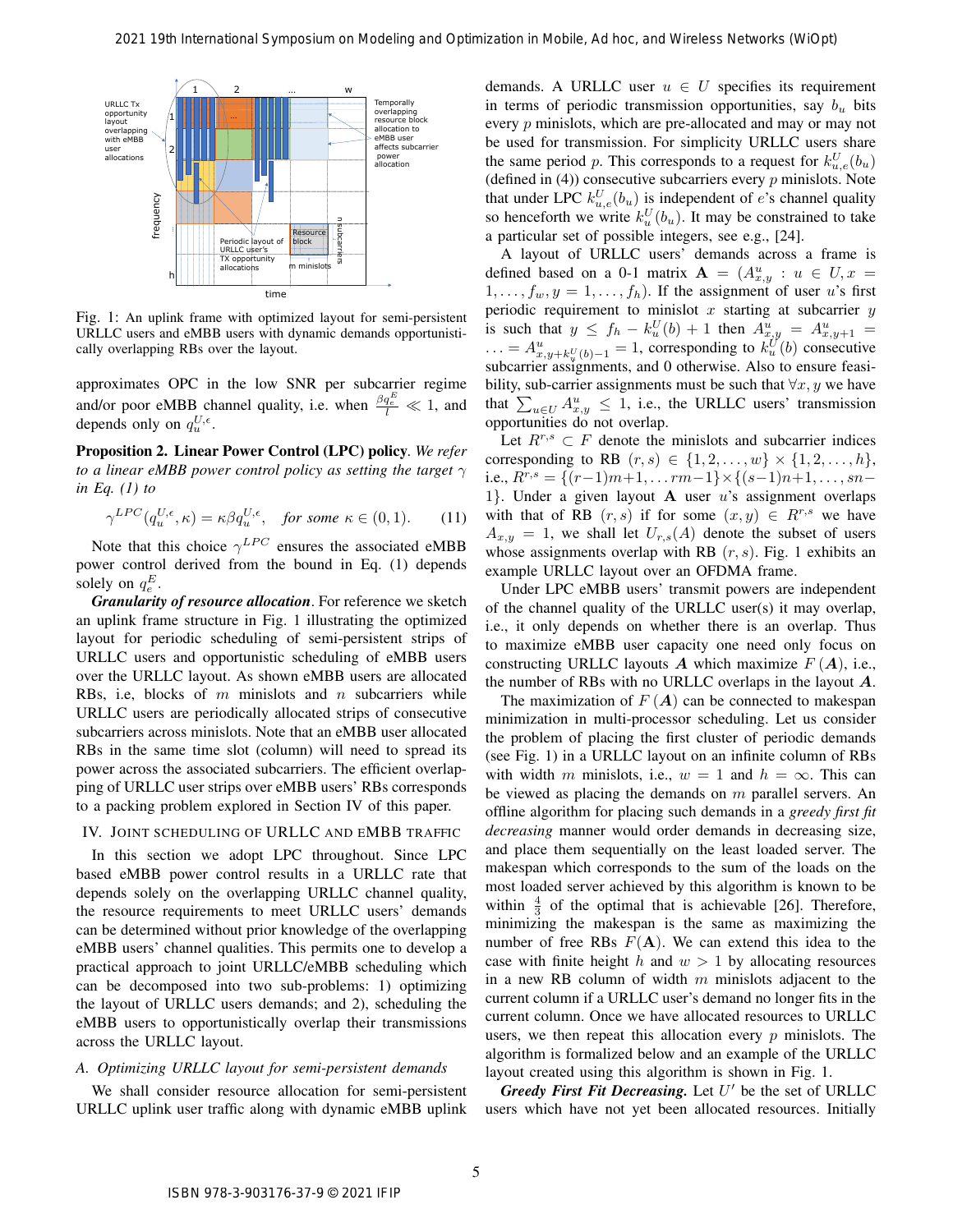Fig. 1: An uplink frame with optimized layout for semi-persistent URLLC users and eMBB users with dynamic demands opportunistically overlapping RBs over the layout.

approximates OPC in the low SNR per subcarrier regime and/or poor eMBB channel quality, i.e. when $\frac{\beta q_e^E}{l} \ll 1$, and depends only on $q_u^{U,\epsilon}$.

**Proposition 2. Linear Power Control (LPC) policy**. *We refer to a linear eMBB power control policy as setting the target $\gamma$ in Eq. (1) to*

$$\gamma^{LPC}(q_u^{U,\epsilon}, \kappa) = \kappa\beta q_u^{U,\epsilon}, \quad \text{for some } \kappa \in (0, 1). \tag{11}$$

Note that this choice $\gamma^{LPC}$ ensures the associated eMBB power control derived from the bound in Eq. (1) depends solely on $q_e^E$.

***Granularity of resource allocation***. For reference we sketch an uplink frame structure in Fig. 1 illustrating the optimized layout for periodic scheduling of semi-persistent strips of URLLC users and opportunistic scheduling of eMBB users over the URLLC layout. As shown eMBB users are allocated RBs, i.e, blocks of $m$ minislots and $n$ subcarriers while URLLC users are periodically allocated strips of consecutive subcarriers across minislots. Note that an eMBB user allocated RBs in the same time slot (column) will need to spread its power across the associated subcarriers. The efficient overlapping of URLLC user strips over eMBB users' RBs corresponds to a packing problem explored in Section IV of this paper.

## IV. Joint Scheduling of URLLC and eMBB Traffic

In this section we adopt LPC throughout. Since LPC based eMBB power control results in a URLLC rate that depends solely on the overlapping URLLC channel quality, the resource requirements to meet URLLC users' demands can be determined without prior knowledge of the overlapping eMBB users' channel qualities. This permits one to develop a practical approach to joint URLLC/eMBB scheduling which can be decomposed into two sub-problems: 1) optimizing the layout of URLLC users demands; and 2), scheduling the eMBB users to opportunistically overlap their transmissions across the URLLC layout.

### *A. Optimizing URLLC layout for semi-persistent demands*

We shall consider resource allocation for semi-persistent URLLC uplink user traffic along with dynamic eMBB uplink demands. A URLLC user $u \in U$ specifies its requirement in terms of periodic transmission opportunities, say $b_u$ bits every $p$ minislots, which are pre-allocated and may or may not be used for transmission. For simplicity URLLC users share the same period $p$. This corresponds to a request for $k_{u,e}^U(b_u)$ (defined in (4)) consecutive subcarriers every $p$ minislots. Note that under LPC $k_{u,e}^U(b_u)$ is independent of $e$'s channel quality so henceforth we write $k_u^U(b_u)$. It may be constrained to take a particular set of possible integers, see e.g., [24].

A layout of URLLC users' demands across a frame is defined based on a 0-1 matrix $\mathbf{A} = (A_{x,y}^u : u \in U, x = 1, \ldots, f_w, y = 1, \ldots, f_h)$. If the assignment of user $u$'s first periodic requirement to minislot $x$ starting at subcarrier $y$ is such that $y \leq f_h - k_u^U(b) + 1$ then $A_{x,y}^u = A_{x,y+1}^u = \ldots = A_{x,y+k_u^U(b)-1}^u = 1$, corresponding to $k_u^U(b)$ consecutive subcarrier assignments, and 0 otherwise. Also to ensure feasibility, sub-carrier assignments must be such that $\forall x, y$ we have that $\sum_{u \in U} A_{x,y}^u \leq 1$, i.e., the URLLC users' transmission opportunities do not overlap.

Let $R^{r,s} \subset F$ denote the minislots and subcarrier indices corresponding to RB $(r, s) \in \{1, 2, \ldots, w\} \times \{1, 2, \ldots, h\}$, i.e., $R^{r,s} = \{(r-1)m+1, \ldots rm-1\} \times \{(s-1)n+1, \ldots, sn-1\}$. Under a given layout $\mathbf{A}$ user $u$'s assignment overlaps with that of RB $(r, s)$ if for some $(x, y) \in R^{r,s}$ we have $A_{x,y} = 1$, we shall let $U_{r,s}(A)$ denote the subset of users whose assignments overlap with RB $(r, s)$. Fig. 1 exhibits an example URLLC layout over an OFDMA frame.

Under LPC eMBB users' transmit powers are independent of the channel quality of the URLLC user(s) it may overlap, i.e., it only depends on whether there is an overlap. Thus to maximize eMBB user capacity one need only focus on constructing URLLC layouts $\boldsymbol{A}$ which maximize $F(\boldsymbol{A})$, i.e., the number of RBs with no URLLC overlaps in the layout $\boldsymbol{A}$.

The maximization of $F(\boldsymbol{A})$ can be connected to makespan minimization in multi-processor scheduling. Let us consider the problem of placing the first cluster of periodic demands (see Fig. 1) in a URLLC layout on an infinite column of RBs with width $m$ minislots, i.e., $w = 1$ and $h = \infty$. This can be viewed as placing the demands on $m$ parallel servers. An offline algorithm for placing such demands in a *greedy first fit decreasing* manner would order demands in decreasing size, and place them sequentially on the least loaded server. The makespan which corresponds to the sum of the loads on the most loaded server achieved by this algorithm is known to be within $\frac{4}{3}$ of the optimal that is achievable [26]. Therefore, minimizing the makespan is the same as maximizing the number of free RBs $F(\mathbf{A})$. We can extend this idea to the case with finite height $h$ and $w > 1$ by allocating resources in a new RB column of width $m$ minislots adjacent to the current column if a URLLC user's demand no longer fits in the current column. Once we have allocated resources to URLLC users, we then repeat this allocation every $p$ minislots. The algorithm is formalized below and an example of the URLLC layout created using this algorithm is shown in Fig. 1.

***Greedy First Fit Decreasing.*** Let $U'$ be the set of URLLC users which have not yet been allocated resources. Initially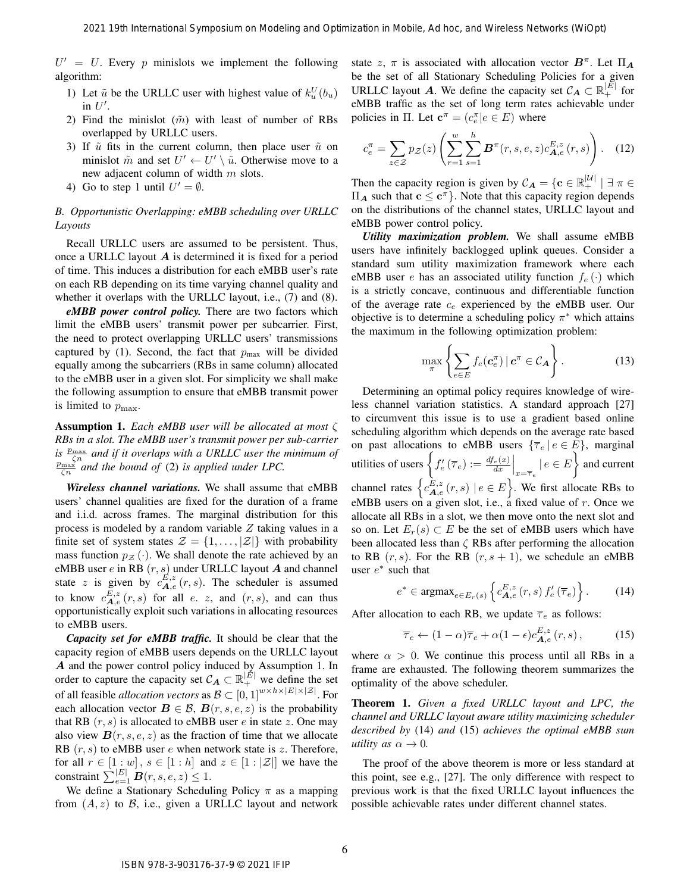$U' = U$. Every $p$ minislots we implement the following algorithm:

1) Let $\tilde{u}$ be the URLLC user with highest value of $k_u^U(b_u)$ in $U'$.
2) Find the minislot ($\tilde{m}$) with least of number of RBs overlapped by URLLC users.
3) If $\tilde{u}$ fits in the current column, then place user $\tilde{u}$ on minislot $\tilde{m}$ and set $U' \leftarrow U' \setminus \tilde{u}$. Otherwise move to a new adjacent column of width $m$ slots.
4) Go to step 1 until $U' = \emptyset$.

### B. Opportunistic Overlapping: eMBB scheduling over URLLC Layouts

Recall URLLC users are assumed to be persistent. Thus, once a URLLC layout $\boldsymbol{A}$ is determined it is fixed for a period of time. This induces a distribution for each eMBB user's rate on each RB depending on its time varying channel quality and whether it overlaps with the URLLC layout, i.e., (7) and (8).

***eMBB power control policy.*** There are two factors which limit the eMBB users' transmit power per subcarrier. First, the need to protect overlapping URLLC users' transmissions captured by (1). Second, the fact that $p_{\max}$ will be divided equally among the subcarriers (RBs in same column) allocated to the eMBB user in a given slot. For simplicity we shall make the following assumption to ensure that eMBB transmit power is limited to $p_{\max}$.

**Assumption 1.** *Each eMBB user will be allocated at most $\zeta$ RBs in a slot. The eMBB user's transmit power per sub-carrier is $\frac{p_{\max}}{\zeta n}$ and if it overlaps with a URLLC user the minimum of $\frac{p_{\max}}{\zeta n}$ and the bound of* (2) *is applied under LPC.*

***Wireless channel variations.*** We shall assume that eMBB users' channel qualities are fixed for the duration of a frame and i.i.d. across frames. The marginal distribution for this process is modeled by a random variable $Z$ taking values in a finite set of system states $\mathcal{Z} = \{1, \ldots, |\mathcal{Z}|\}$ with probability mass function $p_{\mathcal{Z}}(\cdot)$. We shall denote the rate achieved by an eMBB user $e$ in RB $(r, s)$ under URLLC layout $\boldsymbol{A}$ and channel state $z$ is given by $c_{\boldsymbol{A},e}^{E,z}(r, s)$. The scheduler is assumed to know $c_{\boldsymbol{A},e}^{E,z}(r, s)$ for all $e$. $z$, and $(r, s)$, and can thus opportunistically exploit such variations in allocating resources to eMBB users.

***Capacity set for eMBB traffic.*** It should be clear that the capacity region of eMBB users depends on the URLLC layout $\boldsymbol{A}$ and the power control policy induced by Assumption 1. In order to capture the capacity set $\mathcal{C}_{\boldsymbol{A}} \subset \mathbb{R}_+^{|E|}$ we define the set of all feasible *allocation vectors* as $\mathcal{B} \subset [0, 1]^{w \times h \times |E| \times |\mathcal{Z}|}$. For each allocation vector $\boldsymbol{B} \in \mathcal{B}$, $\boldsymbol{B}(r, s, e, z)$ is the probability that RB $(r, s)$ is allocated to eMBB user $e$ in state $z$. One may also view $\boldsymbol{B}(r, s, e, z)$ as the fraction of time that we allocate RB $(r, s)$ to eMBB user $e$ when network state is $z$. Therefore, for all $r \in [1 : w]$, $s \in [1 : h]$ and $z \in [1 : |\mathcal{Z}|]$ we have the constraint $\sum_{e=1}^{|E|} \boldsymbol{B}(r, s, e, z) \leq 1$.

We define a Stationary Scheduling Policy $\pi$ as a mapping from $(A, z)$ to $\mathcal{B}$, i.e., given a URLLC layout and network state $z$, $\pi$ is associated with allocation vector $\boldsymbol{B}^{\pi}$. Let $\Pi_{\boldsymbol{A}}$ be the set of all Stationary Scheduling Policies for a given URLLC layout $\boldsymbol{A}$. We define the capacity set $\mathcal{C}_{\boldsymbol{A}} \subset \mathbb{R}_+^{|E|}$ for eMBB traffic as the set of long term rates achievable under policies in $\Pi$. Let $\mathbf{c}^{\pi} = (c_e^{\pi} | e \in E)$ where

$$c_e^{\pi} = \sum_{z \in \mathcal{Z}} p_{\mathcal{Z}}(z) \left( \sum_{r=1}^{w} \sum_{s=1}^{h} \boldsymbol{B}^{\pi}(r, s, e, z) c_{\boldsymbol{A},e}^{E,z}(r, s) \right). \quad (12)$$

Then the capacity region is given by $\mathcal{C}_{\boldsymbol{A}} = \{\mathbf{c} \in \mathbb{R}_+^{|\mathcal{U}|} \mid \exists\, \pi \in \Pi_{\boldsymbol{A}} \text{ such that } \mathbf{c} \leq \mathbf{c}^{\pi}\}$. Note that this capacity region depends on the distributions of the channel states, URLLC layout and eMBB power control policy.

***Utility maximization problem.*** We shall assume eMBB users have infinitely backlogged uplink queues. Consider a standard sum utility maximization framework where each eMBB user $e$ has an associated utility function $f_e(\cdot)$ which is a strictly concave, continuous and differentiable function of the average rate $c_e$ experienced by the eMBB user. Our objective is to determine a scheduling policy $\pi^*$ which attains the maximum in the following optimization problem:

$$\max_{\pi} \left\{ \sum_{e \in E} f_e(\boldsymbol{c}_e^{\pi}) \mid \boldsymbol{c}^{\pi} \in \mathcal{C}_{\boldsymbol{A}} \right\}. \quad (13)$$

Determining an optimal policy requires knowledge of wireless channel variation statistics. A standard approach [27] to circumvent this issue is to use a gradient based online scheduling algorithm which depends on the average rate based on past allocations to eMBB users $\{\overline{\tau}_e \mid e \in E\}$, marginal utilities of users $\left\{ f_e'(\overline{\tau}_e) := \frac{df_e(x)}{dx}\Big|_{x=\overline{\tau}_e} \mid e \in E \right\}$ and current channel rates $\left\{ c_{\boldsymbol{A},e}^{E,z}(r, s) \mid e \in E \right\}$. We first allocate RBs to eMBB users on a given slot, i.e., a fixed value of $r$. Once we allocate all RBs in a slot, we then move onto the next slot and so on. Let $E_r(s) \subset E$ be the set of eMBB users which have been allocated less than $\zeta$ RBs after performing the allocation to RB $(r, s)$. For the RB $(r, s+1)$, we schedule an eMBB user $e^*$ such that

$$e^* \in \operatorname{argmax}_{e \in E_r(s)} \left\{ c_{\boldsymbol{A},e}^{E,z}(r, s)\, f_e'(\overline{\tau}_e) \right\}. \quad (14)$$

After allocation to each RB, we update $\overline{\tau}_e$ as follows:

$$\overline{\tau}_e \leftarrow (1 - \alpha)\overline{\tau}_e + \alpha(1 - \epsilon) c_{\boldsymbol{A},e}^{E,z}(r, s), \quad (15)$$

where $\alpha > 0$. We continue this process until all RBs in a frame are exhausted. The following theorem summarizes the optimality of the above scheduler.

**Theorem 1.** *Given a fixed URLLC layout and LPC, the channel and URLLC layout aware utility maximizing scheduler described by* (14) *and* (15) *achieves the optimal eMBB sum utility as $\alpha \to 0$.*

The proof of the above theorem is more or less standard at this point, see e.g., [27]. The only difference with respect to previous work is that the fixed URLLC layout influences the possible achievable rates under different channel states.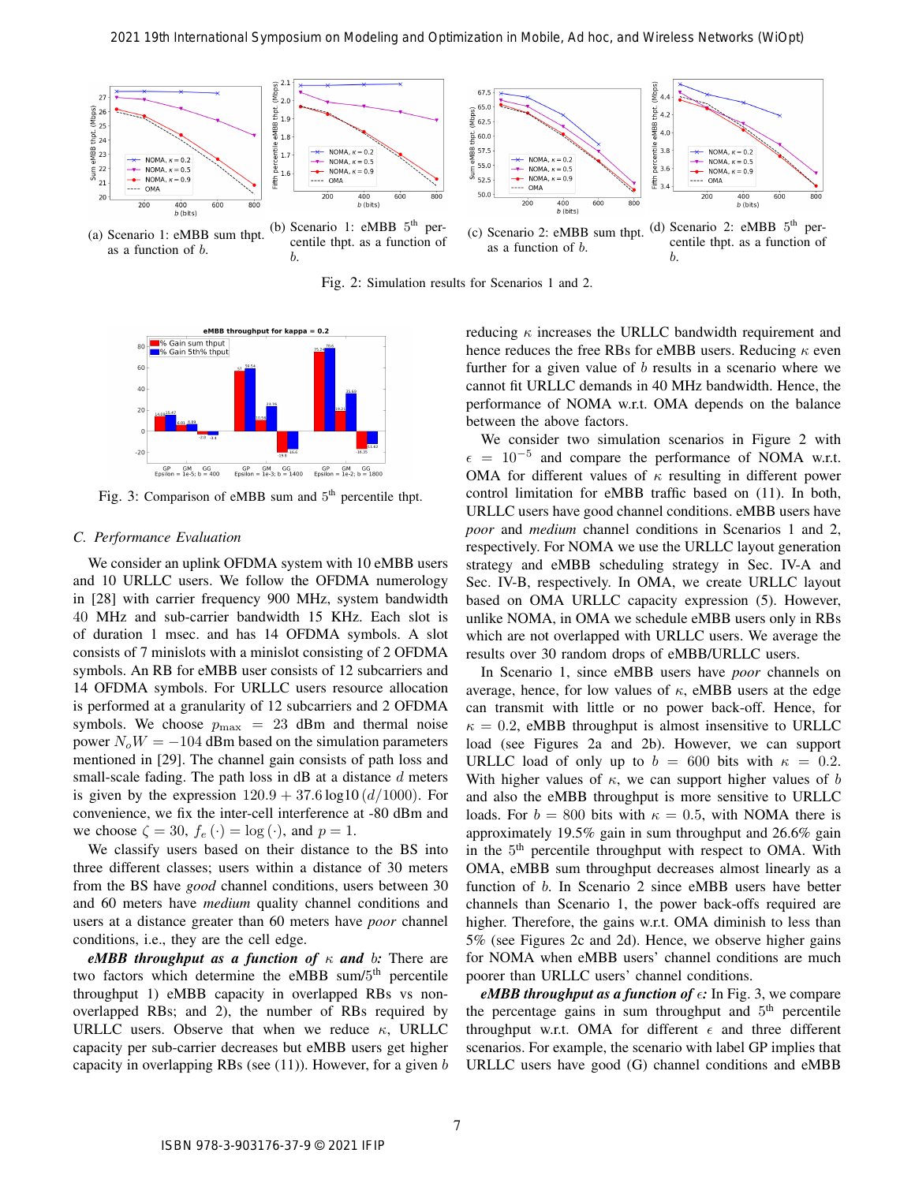(a) Scenario 1: eMBB sum thpt. as a function of $b$.

(b) Scenario 1: eMBB 5[th] percentile thpt. as a function of $b$.

(c) Scenario 2: eMBB sum thpt. as a function of $b$.

(d) Scenario 2: eMBB 5[th] percentile thpt. as a function of $b$.

Fig. 2: Simulation results for Scenarios 1 and 2.

Fig. 3: Comparison of eMBB sum and 5[th] percentile thpt.

### C. Performance Evaluation

We consider an uplink OFDMA system with 10 eMBB users and 10 URLLC users. We follow the OFDMA numerology in [28] with carrier frequency 900 MHz, system bandwidth 40 MHz and sub-carrier bandwidth 15 KHz. Each slot is of duration 1 msec. and has 14 OFDMA symbols. A slot consists of 7 minislots with a minislot consisting of 2 OFDMA symbols. An RB for eMBB user consists of 12 subcarriers and 14 OFDMA symbols. For URLLC users resource allocation is performed at a granularity of 12 subcarriers and 2 OFDMA symbols. We choose $p_{\max} = 23$ dBm and thermal noise power $N_o W = -104$ dBm based on the simulation parameters mentioned in [29]. The channel gain consists of path loss and small-scale fading. The path loss in dB at a distance $d$ meters is given by the expression $120.9 + 37.6 \log 10\,(d/1000)$. For convenience, we fix the inter-cell interference at -80 dBm and we choose $\zeta = 30$, $f_e(\cdot) = \log(\cdot)$, and $p = 1$.

We classify users based on their distance to the BS into three different classes; users within a distance of 30 meters from the BS have *good* channel conditions, users between 30 and 60 meters have *medium* quality channel conditions and users at a distance greater than 60 meters have *poor* channel conditions, i.e., they are the cell edge.

***eMBB throughput as a function of $\kappa$ and $b$:*** There are two factors which determine the eMBB sum/5[th] percentile throughput 1) eMBB capacity in overlapped RBs vs non-overlapped RBs; and 2), the number of RBs required by URLLC users. Observe that when we reduce $\kappa$, URLLC capacity per sub-carrier decreases but eMBB users get higher capacity in overlapping RBs (see (11)). However, for a given $b$ reducing $\kappa$ increases the URLLC bandwidth requirement and hence reduces the free RBs for eMBB users. Reducing $\kappa$ even further for a given value of $b$ results in a scenario where we cannot fit URLLC demands in 40 MHz bandwidth. Hence, the performance of NOMA w.r.t. OMA depends on the balance between the above factors.

We consider two simulation scenarios in Figure 2 with $\epsilon = 10^{-5}$ and compare the performance of NOMA w.r.t. OMA for different values of $\kappa$ resulting in different power control limitation for eMBB traffic based on (11). In both, URLLC users have good channel conditions. eMBB users have *poor* and *medium* channel conditions in Scenarios 1 and 2, respectively. For NOMA we use the URLLC layout generation strategy and eMBB scheduling strategy in Sec. IV-A and Sec. IV-B, respectively. In OMA, we create URLLC layout based on OMA URLLC capacity expression (5). However, unlike NOMA, in OMA we schedule eMBB users only in RBs which are not overlapped with URLLC users. We average the results over 30 random drops of eMBB/URLLC users.

In Scenario 1, since eMBB users have *poor* channels on average, hence, for low values of $\kappa$, eMBB users at the edge can transmit with little or no power back-off. Hence, for $\kappa = 0.2$, eMBB throughput is almost insensitive to URLLC load (see Figures 2a and 2b). However, we can support URLLC load of only up to $b = 600$ bits with $\kappa = 0.2$. With higher values of $\kappa$, we can support higher values of $b$ and also the eMBB throughput is more sensitive to URLLC loads. For $b = 800$ bits with $\kappa = 0.5$, with NOMA there is approximately 19.5% gain in sum throughput and 26.6% gain in the 5[th] percentile throughput with respect to OMA. With OMA, eMBB sum throughput decreases almost linearly as a function of $b$. In Scenario 2 since eMBB users have better channels than Scenario 1, the power back-offs required are higher. Therefore, the gains w.r.t. OMA diminish to less than 5% (see Figures 2c and 2d). Hence, we observe higher gains for NOMA when eMBB users' channel conditions are much poorer than URLLC users' channel conditions.

***eMBB throughput as a function of $\epsilon$:*** In Fig. 3, we compare the percentage gains in sum throughput and 5[th] percentile throughput w.r.t. OMA for different $\epsilon$ and three different scenarios. For example, the scenario with label GP implies that URLLC users have good (G) channel conditions and eMBB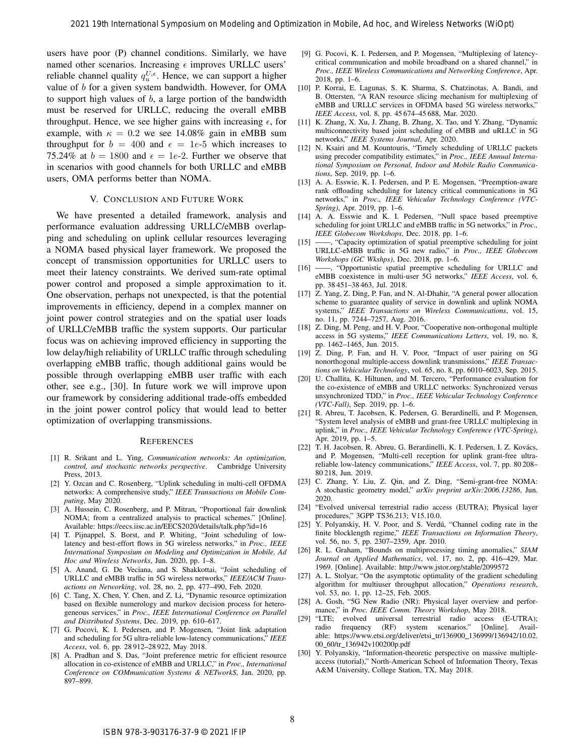users have poor (P) channel conditions. Similarly, we have named other scenarios. Increasing $\epsilon$ improves URLLC users' reliable channel quality $q_u^{U,\epsilon}$. Hence, we can support a higher value of $b$ for a given system bandwidth. However, for OMA to support high values of $b$, a large portion of the bandwidth must be reserved for URLLC, reducing the overall eMBB throughput. Hence, we see higher gains with increasing $\epsilon$, for example, with $\kappa = 0.2$ we see 14.08% gain in eMBB sum throughput for $b = 400$ and $\epsilon = 1e\text{-}5$ which increases to 75.24% at $b = 1800$ and $\epsilon = 1e\text{-}2$. Further we observe that in scenarios with good channels for both URLLC and eMBB users, OMA performs better than NOMA.

## V. Conclusion and Future Work

We have presented a detailed framework, analysis and performance evaluation addressing URLLC/eMBB overlapping and scheduling on uplink cellular resources leveraging a NOMA based physical layer framework. We proposed the concept of transmission opportunities for URLLC users to meet their latency constraints. We derived sum-rate optimal power control and proposed a simple approximation to it. One observation, perhaps not unexpected, is that the potential improvements in efficiency, depend in a complex manner on joint power control strategies and on the spatial user loads of URLLC/eMBB traffic the system supports. Our particular focus was on achieving improved efficiency in supporting the low delay/high reliability of URLLC traffic through scheduling overlapping eMBB traffic, though additional gains would be possible through overlapping eMBB user traffic with each other, see e.g., [30]. In future work we will improve upon our framework by considering additional trade-offs embedded in the joint power control policy that would lead to better optimization of overlapping transmissions.

## References

[1] R. Srikant and L. Ying, *Communication networks: An optimization, control, and stochastic networks perspective*. Cambridge University Press, 2013.

[2] Y. Ozcan and C. Rosenberg, "Uplink scheduling in multi-cell OFDMA networks: A comprehensive study," *IEEE Transactions on Mobile Computing*, May 2020.

[3] A. Hussein, C. Rosenberg, and P. Mitran, "Proportional fair downlink NOMA; from a centralized analysis to practical schemes." [Online]. Available: https://eecs.iisc.ac.in/EECS2020/details/talk.php?id=16

[4] T. Pijnappel, S. Borst, and P. Whiting, "Joint scheduling of low-latency and best-effort flows in 5G wireless networks," in *Proc., IEEE International Symposium on Modeling and Optimization in Mobile, Ad Hoc and Wireless Networks*, Jun. 2020, pp. 1–8.

[5] A. Anand, G. De Veciana, and S. Shakkottai, "Joint scheduling of URLLC and eMBB traffic in 5G wireless networks," *IEEE/ACM Transactions on Networking*, vol. 28, no. 2, pp. 477–490, Feb. 2020.

[6] C. Tang, X. Chen, Y. Chen, and Z. Li, "Dynamic resource optimization based on flexible numerology and markov decision process for heterogeneous services," in *Proc., IEEE International Conference on Parallel and Distributed Systems*, Dec. 2019, pp. 610–617.

[7] G. Pocovi, K. I. Pedersen, and P. Mogensen, "Joint link adaptation and scheduling for 5G ultra-reliable low-latency communications," *IEEE Access*, vol. 6, pp. 28 912–28 922, May 2018.

[8] A. Pradhan and S. Das, "Joint preference metric for efficient resource allocation in co-existence of eMBB and URLLC," in *Proc., International Conference on COMmunication Systems & NETworkS*, Jan. 2020, pp. 897–899.

[9] G. Pocovi, K. I. Pedersen, and P. Mogensen, "Multiplexing of latency-critical communication and mobile broadband on a shared channel," in *Proc., IEEE Wireless Communications and Networking Conference*, Apr. 2018, pp. 1–6.

[10] P. Korrai, E. Lagunas, S. K. Sharma, S. Chatzinotas, A. Bandi, and B. Ottersten, "A RAN resource slicing mechanism for multiplexing of eMBB and URLLC services in OFDMA based 5G wireless networks," *IEEE Access*, vol. 8, pp. 45 674–45 688, Mar. 2020.

[11] K. Zhang, X. Xu, J. Zhang, B. Zhang, X. Tao, and Y. Zhang, "Dynamic multiconnectivity based joint scheduling of eMBB and uRLLC in 5G networks," *IEEE Systems Journal*, Apr. 2020.

[12] N. Ksairi and M. Kountouris, "Timely scheduling of URLLC packets using precoder compatibility estimates," in *Proc., IEEE Annual International Symposium on Personal, Indoor and Mobile Radio Communications*, Sep. 2019, pp. 1–6.

[13] A. A. Esswie, K. I. Pedersen, and P. E. Mogensen, "Preemption-aware rank offloading scheduling for latency critical communications in 5G networks," in *Proc., IEEE Vehicular Technology Conference (VTC-Spring)*, Apr. 2019, pp. 1–6.

[14] A. A. Esswie and K. I. Pedersen, "Null space based preemptive scheduling for joint URLLC and eMBB traffic in 5G networks," in *Proc., IEEE Globecom Workshops*, Dec. 2018, pp. 1–6.

[15] ——, "Capacity optimization of spatial preemptive scheduling for joint URLLC-eMBB traffic in 5G new radio," in *Proc., IEEE Globecom Workshops (GC Wkshps)*, Dec. 2018, pp. 1–6.

[16] ——, "Opportunistic spatial preemptive scheduling for URLLC and eMBB coexistence in multi-user 5G networks," *IEEE Access*, vol. 6, pp. 38 451–38 463, Jul. 2018.

[17] Z. Yang, Z. Ding, P. Fan, and N. Al-Dhahir, "A general power allocation scheme to guarantee quality of service in downlink and uplink NOMA systems," *IEEE Transactions on Wireless Communications*, vol. 15, no. 11, pp. 7244–7257, Aug. 2016.

[18] Z. Ding, M. Peng, and H. V. Poor, "Cooperative non-orthogonal multiple access in 5G systems," *IEEE Communications Letters*, vol. 19, no. 8, pp. 1462–1465, Jun. 2015.

[19] Z. Ding, P. Fan, and H. V. Poor, "Impact of user pairing on 5G nonorthogonal multiple-access downlink transmissions," *IEEE Transactions on Vehicular Technology*, vol. 65, no. 8, pp. 6010–6023, Sep. 2015.

[20] U. Challita, K. Hiltunen, and M. Tercero, "Performance evaluation for the co-existence of eMBB and URLLC networks: Synchronized versus unsynchronized TDD," in *Proc., IEEE Vehicular Technology Conference (VTC-Fall)*, Sep. 2019, pp. 1–6.

[21] R. Abreu, T. Jacobsen, K. Pedersen, G. Berardinelli, and P. Mogensen, "System level analysis of eMBB and grant-free URLLC multiplexing in uplink," in *Proc., IEEE Vehicular Technology Conference (VTC-Spring)*, Apr. 2019, pp. 1–5.

[22] T. H. Jacobsen, R. Abreu, G. Berardinelli, K. I. Pedersen, I. Z. Kovács, and P. Mogensen, "Multi-cell reception for uplink grant-free ultra-reliable low-latency communications," *IEEE Access*, vol. 7, pp. 80 208–80 218, Jun. 2019.

[23] C. Zhang, Y. Liu, Z. Qin, and Z. Ding, "Semi-grant-free NOMA: A stochastic geometry model," *arXiv preprint arXiv:2006.13286*, Jun. 2020.

[24] "Evolved universal terrestrial radio access (EUTRA); Physical layer procedures," 3GPP TS36.213; V15.10.0.

[25] Y. Polyanskiy, H. V. Poor, and S. Verdú, "Channel coding rate in the finite blocklength regime," *IEEE Transactions on Information Theory*, vol. 56, no. 5, pp. 2307–2359, Apr. 2010.

[26] R. L. Graham, "Bounds on multiprocessing timing anomalies," *SIAM Journal on Applied Mathematics*, vol. 17, no. 2, pp. 416–429, Mar. 1969. [Online]. Available: http://www.jstor.org/stable/2099572

[27] A. L. Stolyar, "On the asymptotic optimality of the gradient scheduling algorithm for multiuser throughput allocation," *Operations research*, vol. 53, no. 1, pp. 12–25, Feb. 2005.

[28] A. Gosh, "5G New Radio (NR): Physical layer overview and performance," in *Proc. IEEE Comm. Theory Workshop*, May 2018.

[29] "LTE; evolved universal terrestrial radio access (E-UTRA); radio frequency (RF) system scenarios." [Online]. Available: https://www.etsi.org/deliver/etsi_tr/136900_136999/136942/10.02.00_60/tr_136942v100200p.pdf

[30] Y. Polyanskiy, "Information-theoretic perspective on massive multiple-access (tutorial)," North-American School of Information Theory, Texas A&M University, College Station, TX, May 2018.